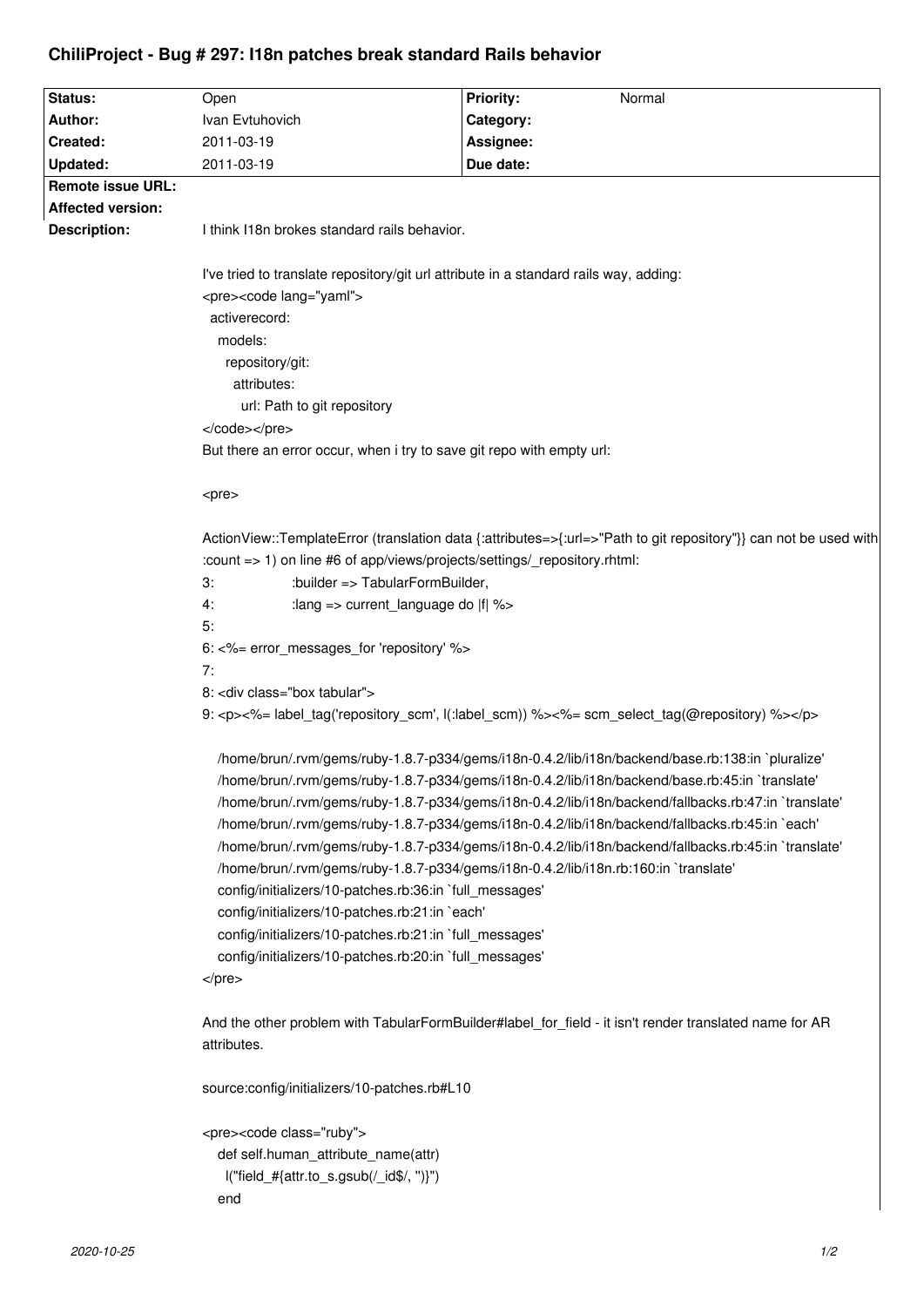# ChiliProject - Bug # 297: I18n patches break standard Rails behavior

| Status: | Open | Priority: | Normal |
|---|---|---|---|
| Author: | Ivan Evtuhovich | Category: | |
| Created: | 2011-03-19 | Assignee: | |
| Updated: | 2011-03-19 | Due date: | |
| Remote issue URL: | | | |
| Affected version: | | | |

**Description:**

I think I18n brokes standard rails behavior.

I've tried to translate repository/git url attribute in a standard rails way, adding:

```
<pre><code lang="yaml">
  activerecord:
    models:
      repository/git:
        attributes:
          url: Path to git repository
</code></pre>
```

But there an error occur, when i try to save git repo with empty url:

```
<pre>

ActionView::TemplateError (translation data {:attributes=>{:url=>"Path to git repository"}} can not be used with
:count => 1) on line #6 of app/views/projects/settings/_repository.rhtml:
3:              :builder => TabularFormBuilder,
4:              :lang => current_language do |f| %>
5:
6: <%= error_messages_for 'repository' %>
7:
8: <div class="box tabular">
9: <p><%= label_tag('repository_scm', l(:label_scm)) %><%= scm_select_tag(@repository) %></p>

    /home/brun/.rvm/gems/ruby-1.8.7-p334/gems/i18n-0.4.2/lib/i18n/backend/base.rb:138:in `pluralize'
    /home/brun/.rvm/gems/ruby-1.8.7-p334/gems/i18n-0.4.2/lib/i18n/backend/base.rb:45:in `translate'
    /home/brun/.rvm/gems/ruby-1.8.7-p334/gems/i18n-0.4.2/lib/i18n/backend/fallbacks.rb:47:in `translate'
    /home/brun/.rvm/gems/ruby-1.8.7-p334/gems/i18n-0.4.2/lib/i18n/backend/fallbacks.rb:45:in `each'
    /home/brun/.rvm/gems/ruby-1.8.7-p334/gems/i18n-0.4.2/lib/i18n/backend/fallbacks.rb:45:in `translate'
    /home/brun/.rvm/gems/ruby-1.8.7-p334/gems/i18n-0.4.2/lib/i18n.rb:160:in `translate'
    config/initializers/10-patches.rb:36:in `full_messages'
    config/initializers/10-patches.rb:21:in `each'
    config/initializers/10-patches.rb:21:in `full_messages'
    config/initializers/10-patches.rb:20:in `full_messages'
</pre>
```

And the other problem with TabularFormBuilder#label_for_field - it isn't render translated name for AR attributes.

source:config/initializers/10-patches.rb#L10

```
<pre><code class="ruby">
    def self.human_attribute_name(attr)
      l("field_#{attr.to_s.gsub(/_id$/, '')}")
    end
```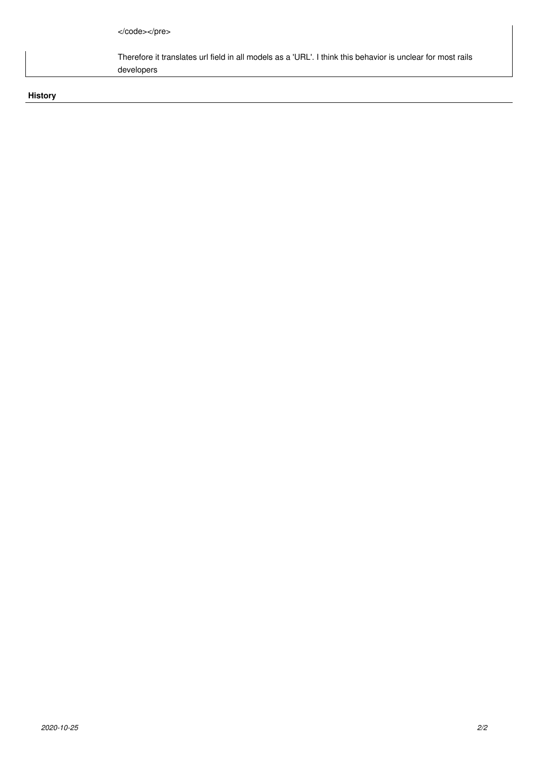</code></pre>

Therefore it translates url field in all models as a 'URL'. I think this behavior is unclear for most rails developers

**History**